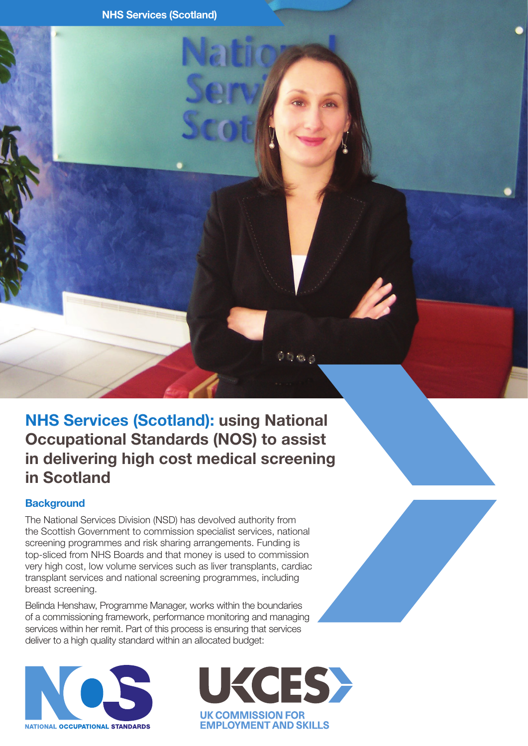NHS Services (Scotland)

# NHS Services (Scotland): using National Occupational Standards (NOS) to assist in delivering high cost medical screening in Scotland

## Background

The National Services Division (NSD) has devolved authority from the Scottish Government to commission specialist services, national screening programmes and risk sharing arrangements. Funding is top-sliced from NHS Boards and that money is used to commission very high cost, low volume services such as liver transplants, cardiac transplant services and national screening programmes, including breast screening.

Belinda Henshaw, Programme Manager, works within the boundaries of a commissioning framework, performance monitoring and managing services within her remit. Part of this process is ensuring that services deliver to a high quality standard within an allocated budget:

NATIONAL OCCUPATIONAL STANDARDS

UK COMMISSION FOR EMPLOYMENT AND SKILLS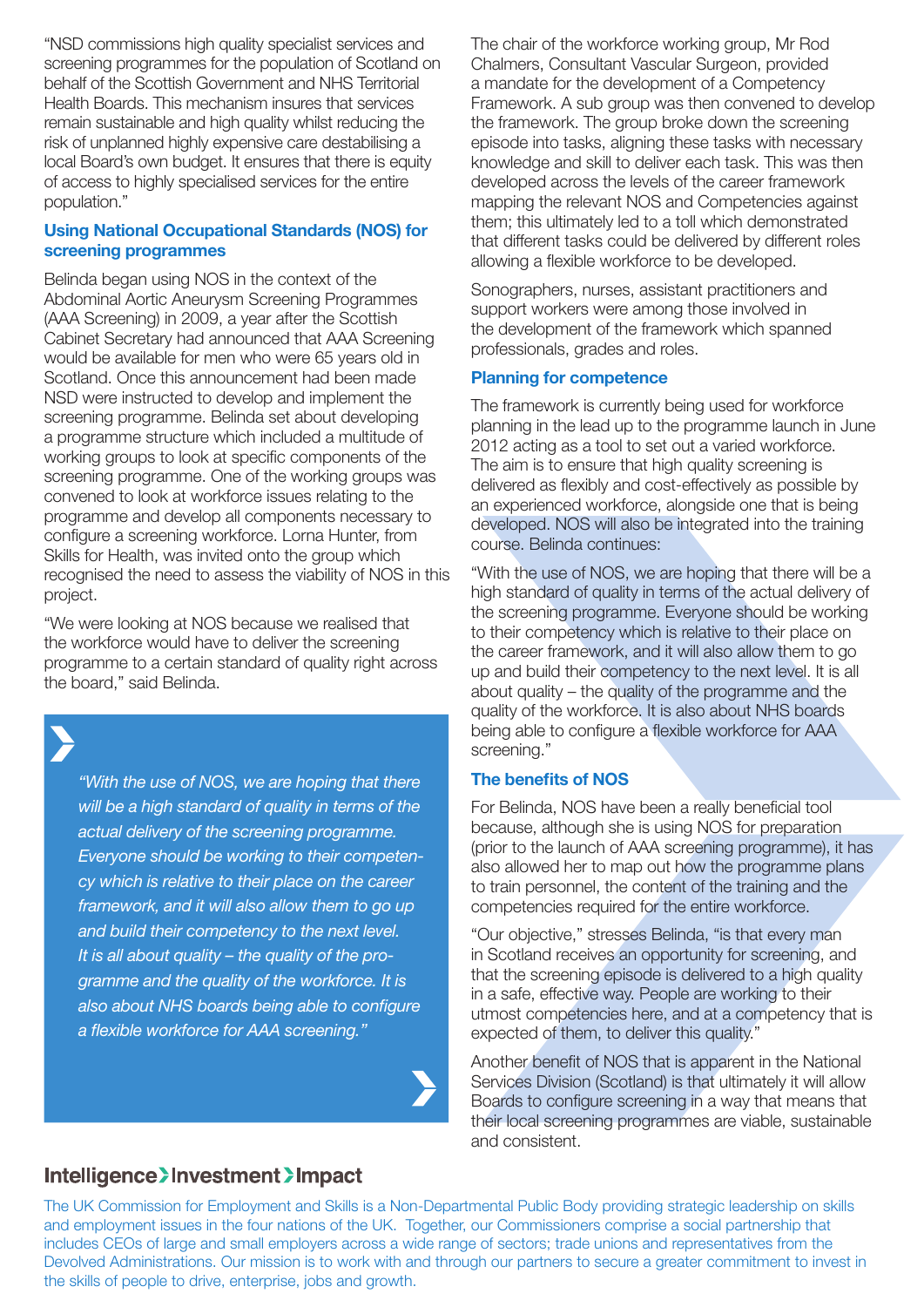"NSD commissions high quality specialist services and screening programmes for the population of Scotland on behalf of the Scottish Government and NHS Territorial Health Boards. This mechanism insures that services remain sustainable and high quality whilst reducing the risk of unplanned highly expensive care destabilising a local Board's own budget. It ensures that there is equity of access to highly specialised services for the entire population."

### Using National Occupational Standards (NOS) for screening programmes

Belinda began using NOS in the context of the Abdominal Aortic Aneurysm Screening Programmes (AAA Screening) in 2009, a year after the Scottish Cabinet Secretary had announced that AAA Screening would be available for men who were 65 years old in Scotland. Once this announcement had been made NSD were instructed to develop and implement the screening programme. Belinda set about developing a programme structure which included a multitude of working groups to look at specific components of the screening programme. One of the working groups was convened to look at workforce issues relating to the programme and develop all components necessary to configure a screening workforce. Lorna Hunter, from Skills for Health, was invited onto the group which recognised the need to assess the viability of NOS in this project.

"We were looking at NOS because we realised that the workforce would have to deliver the screening programme to a certain standard of quality right across the board," said Belinda.

> *"With the use of NOS, we are hoping that there will be a high standard of quality in terms of the actual delivery of the screening programme. Everyone should be working to their competency which is relative to their place on the career framework, and it will also allow them to go up and build their competency to the next level. It is all about quality – the quality of the programme and the quality of the workforce. It is also about NHS boards being able to configure a flexible workforce for AAA screening."*

The chair of the workforce working group, Mr Rod Chalmers, Consultant Vascular Surgeon, provided a mandate for the development of a Competency Framework. A sub group was then convened to develop the framework. The group broke down the screening episode into tasks, aligning these tasks with necessary knowledge and skill to deliver each task. This was then developed across the levels of the career framework mapping the relevant NOS and Competencies against them; this ultimately led to a toll which demonstrated that different tasks could be delivered by different roles allowing a flexible workforce to be developed.

Sonographers, nurses, assistant practitioners and support workers were among those involved in the development of the framework which spanned professionals, grades and roles.

### Planning for competence

The framework is currently being used for workforce planning in the lead up to the programme launch in June 2012 acting as a tool to set out a varied workforce. The aim is to ensure that high quality screening is delivered as flexibly and cost-effectively as possible by an experienced workforce, alongside one that is being developed. NOS will also be integrated into the training course. Belinda continues:

"With the use of NOS, we are hoping that there will be a high standard of quality in terms of the actual delivery of the screening programme. Everyone should be working to their competency which is relative to their place on the career framework, and it will also allow them to go up and build their competency to the next level. It is all about quality – the quality of the programme and the quality of the workforce. It is also about NHS boards being able to configure a flexible workforce for AAA screening."

### The benefits of NOS

For Belinda, NOS have been a really beneficial tool because, although she is using NOS for preparation (prior to the launch of AAA screening programme), it has also allowed her to map out how the programme plans to train personnel, the content of the training and the competencies required for the entire workforce.

"Our objective," stresses Belinda, "is that every man in Scotland receives an opportunity for screening, and that the screening episode is delivered to a high quality in a safe, effective way. People are working to their utmost competencies here, and at a competency that is expected of them, to deliver this quality."

Another benefit of NOS that is apparent in the National Services Division (Scotland) is that ultimately it will allow Boards to configure screening in a way that means that their local screening programmes are viable, sustainable and consistent.

**Intelligence › Investment › Impact**

The UK Commission for Employment and Skills is a Non-Departmental Public Body providing strategic leadership on skills and employment issues in the four nations of the UK. Together, our Commissioners comprise a social partnership that includes CEOs of large and small employers across a wide range of sectors; trade unions and representatives from the Devolved Administrations. Our mission is to work with and through our partners to secure a greater commitment to invest in the skills of people to drive, enterprise, jobs and growth.